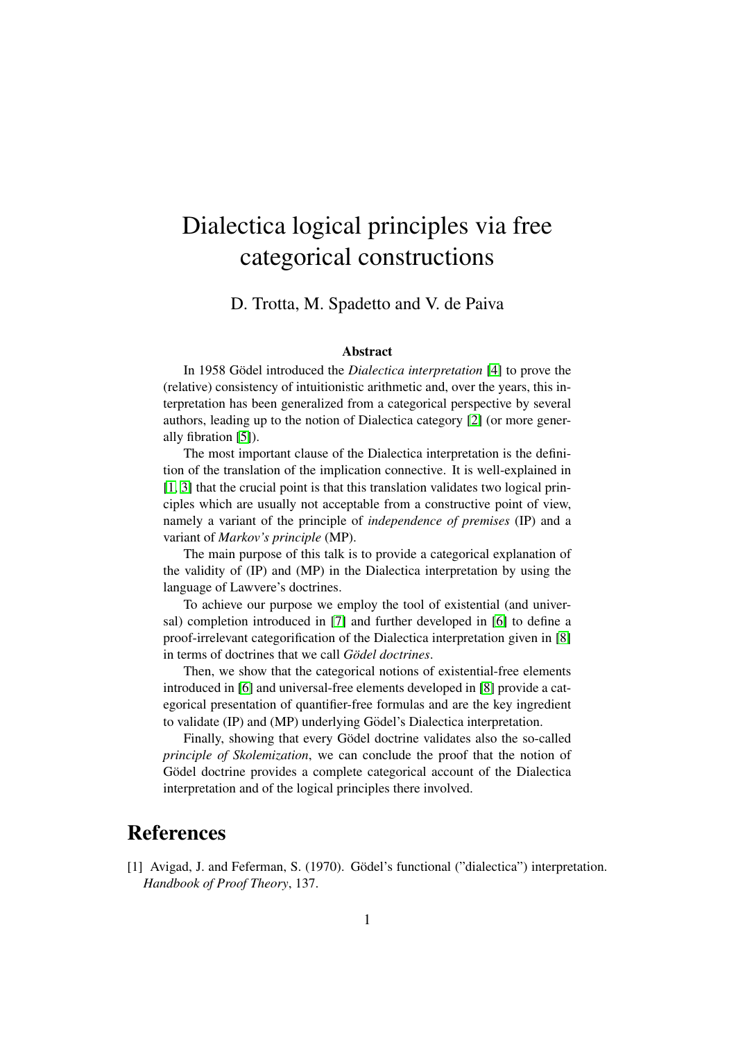# Dialectica logical principles via free categorical constructions

D. Trotta, M. Spadetto and V. de Paiva

### Abstract

In 1958 Gödel introduced the *Dialectica interpretation* [4] to prove the (relative) consistency of intuitionistic arithmetic and, over the years, this interpretation has been generalized from a categorical perspective by several authors, leading up to the notion of Dialectica category [2] (or more generally fibration [5]).

The most important clause of the Dialectica interpretation is the definition of the translation of the implication connective. It is well-explained in [1, 3] that the crucial point is that this translation validates two logical principles which are usually not acceptable from a constructive point of view, namely a variant of the principle of *independence of premises* (IP) and a variant of *Markov's principle* (MP).

The main purpose of this talk is to provide a categorical explanation of the validity of (IP) and (MP) in the Dialectica interpretation by using the language of Lawvere's doctrines.

To achieve our purpose we employ the tool of existential (and universal) completion introduced in [7] and further developed in [6] to define a proof-irrelevant categorification of the Dialectica interpretation given in [8] in terms of doctrines that we call *Gödel doctrines*.

Then, we show that the categorical notions of existential-free elements introduced in [6] and universal-free elements developed in [8] provide a categorical presentation of quantifier-free formulas and are the key ingredient to validate (IP) and (MP) underlying Gödel's Dialectica interpretation.

Finally, showing that every Gödel doctrine validates also the so-called *principle of Skolemization*, we can conclude the proof that the notion of Gödel doctrine provides a complete categorical account of the Dialectica interpretation and of the logical principles there involved.

## References

[1] Avigad, J. and Feferman, S. (1970). Gödel's functional ("dialectica") interpretation. *Handbook of Proof Theory*, 137.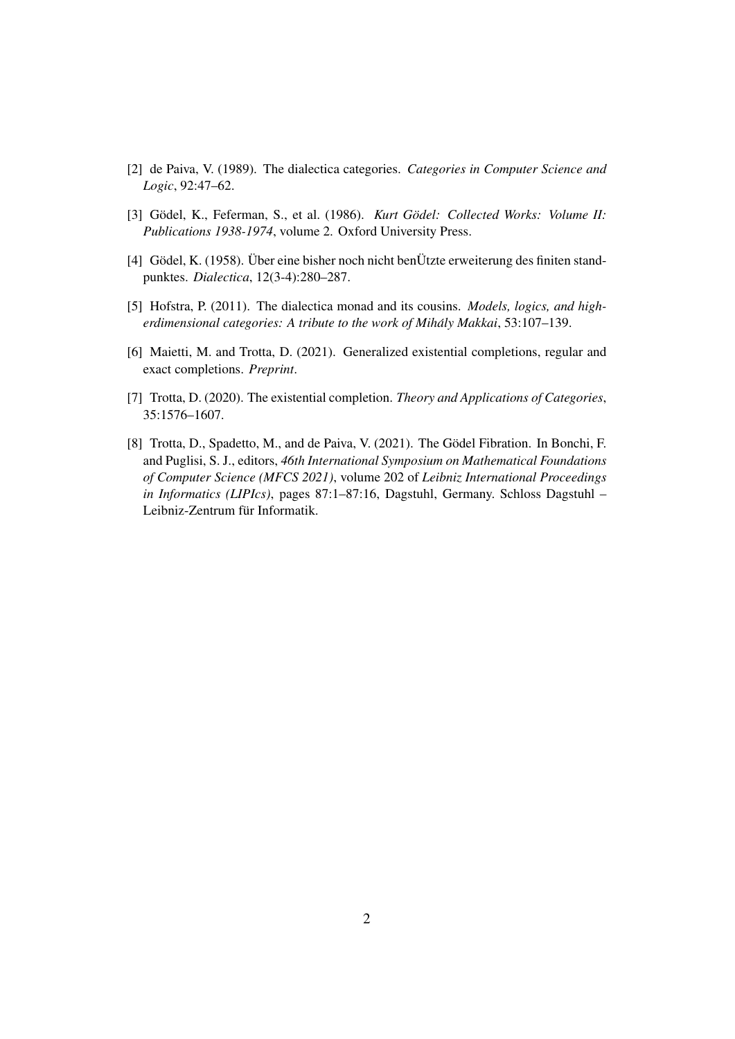[2] de Paiva, V. (1989). The dialectica categories. *Categories in Computer Science and Logic*, 92:47–62.

[3] Gödel, K., Feferman, S., et al. (1986). *Kurt Gödel: Collected Works: Volume II: Publications 1938-1974*, volume 2. Oxford University Press.

[4] Gödel, K. (1958). Über eine bisher noch nicht benÜtzte erweiterung des finiten standpunktes. *Dialectica*, 12(3-4):280–287.

[5] Hofstra, P. (2011). The dialectica monad and its cousins. *Models, logics, and higherdimensional categories: A tribute to the work of Mihály Makkai*, 53:107–139.

[6] Maietti, M. and Trotta, D. (2021). Generalized existential completions, regular and exact completions. *Preprint*.

[7] Trotta, D. (2020). The existential completion. *Theory and Applications of Categories*, 35:1576–1607.

[8] Trotta, D., Spadetto, M., and de Paiva, V. (2021). The Gödel Fibration. In Bonchi, F. and Puglisi, S. J., editors, *46th International Symposium on Mathematical Foundations of Computer Science (MFCS 2021)*, volume 202 of *Leibniz International Proceedings in Informatics (LIPIcs)*, pages 87:1–87:16, Dagstuhl, Germany. Schloss Dagstuhl – Leibniz-Zentrum für Informatik.